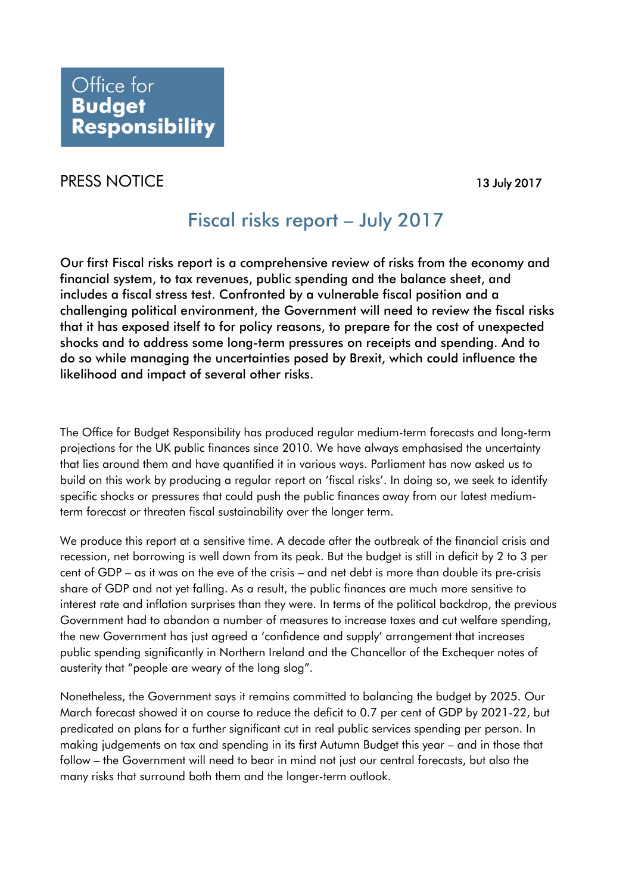Office for **Budget Responsibility**

PRESS NOTICE

13 July 2017

# Fiscal risks report – July 2017

**Our first Fiscal risks report is a comprehensive review of risks from the economy and financial system, to tax revenues, public spending and the balance sheet, and includes a fiscal stress test. Confronted by a vulnerable fiscal position and a challenging political environment, the Government will need to review the fiscal risks that it has exposed itself to for policy reasons, to prepare for the cost of unexpected shocks and to address some long-term pressures on receipts and spending. And to do so while managing the uncertainties posed by Brexit, which could influence the likelihood and impact of several other risks.**

The Office for Budget Responsibility has produced regular medium-term forecasts and long-term projections for the UK public finances since 2010. We have always emphasised the uncertainty that lies around them and have quantified it in various ways. Parliament has now asked us to build on this work by producing a regular report on 'fiscal risks'. In doing so, we seek to identify specific shocks or pressures that could push the public finances away from our latest medium-term forecast or threaten fiscal sustainability over the longer term.

We produce this report at a sensitive time. A decade after the outbreak of the financial crisis and recession, net borrowing is well down from its peak. But the budget is still in deficit by 2 to 3 per cent of GDP – as it was on the eve of the crisis – and net debt is more than double its pre-crisis share of GDP and not yet falling. As a result, the public finances are much more sensitive to interest rate and inflation surprises than they were. In terms of the political backdrop, the previous Government had to abandon a number of measures to increase taxes and cut welfare spending, the new Government has just agreed a 'confidence and supply' arrangement that increases public spending significantly in Northern Ireland and the Chancellor of the Exchequer notes of austerity that "people are weary of the long slog".

Nonetheless, the Government says it remains committed to balancing the budget by 2025. Our March forecast showed it on course to reduce the deficit to 0.7 per cent of GDP by 2021-22, but predicated on plans for a further significant cut in real public services spending per person. In making judgements on tax and spending in its first Autumn Budget this year – and in those that follow – the Government will need to bear in mind not just our central forecasts, but also the many risks that surround both them and the longer-term outlook.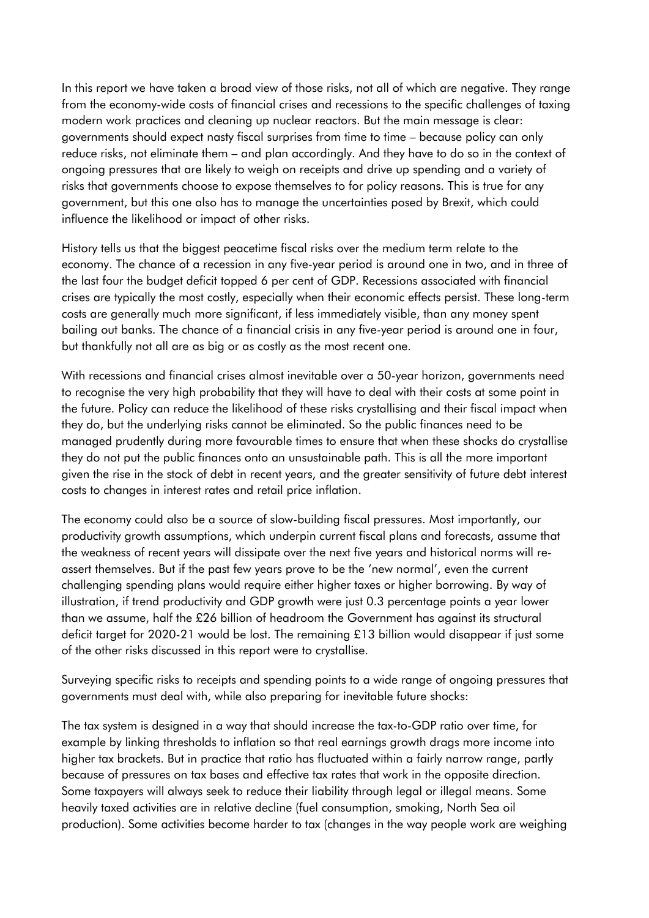In this report we have taken a broad view of those risks, not all of which are negative. They range from the economy-wide costs of financial crises and recessions to the specific challenges of taxing modern work practices and cleaning up nuclear reactors. But the main message is clear: governments should expect nasty fiscal surprises from time to time – because policy can only reduce risks, not eliminate them – and plan accordingly. And they have to do so in the context of ongoing pressures that are likely to weigh on receipts and drive up spending and a variety of risks that governments choose to expose themselves to for policy reasons. This is true for any government, but this one also has to manage the uncertainties posed by Brexit, which could influence the likelihood or impact of other risks.

History tells us that the biggest peacetime fiscal risks over the medium term relate to the economy. The chance of a recession in any five-year period is around one in two, and in three of the last four the budget deficit topped 6 per cent of GDP. Recessions associated with financial crises are typically the most costly, especially when their economic effects persist. These long-term costs are generally much more significant, if less immediately visible, than any money spent bailing out banks. The chance of a financial crisis in any five-year period is around one in four, but thankfully not all are as big or as costly as the most recent one.

With recessions and financial crises almost inevitable over a 50-year horizon, governments need to recognise the very high probability that they will have to deal with their costs at some point in the future. Policy can reduce the likelihood of these risks crystallising and their fiscal impact when they do, but the underlying risks cannot be eliminated. So the public finances need to be managed prudently during more favourable times to ensure that when these shocks do crystallise they do not put the public finances onto an unsustainable path. This is all the more important given the rise in the stock of debt in recent years, and the greater sensitivity of future debt interest costs to changes in interest rates and retail price inflation.

The economy could also be a source of slow-building fiscal pressures. Most importantly, our productivity growth assumptions, which underpin current fiscal plans and forecasts, assume that the weakness of recent years will dissipate over the next five years and historical norms will re-assert themselves. But if the past few years prove to be the 'new normal', even the current challenging spending plans would require either higher taxes or higher borrowing. By way of illustration, if trend productivity and GDP growth were just 0.3 percentage points a year lower than we assume, half the £26 billion of headroom the Government has against its structural deficit target for 2020-21 would be lost. The remaining £13 billion would disappear if just some of the other risks discussed in this report were to crystallise.

Surveying specific risks to receipts and spending points to a wide range of ongoing pressures that governments must deal with, while also preparing for inevitable future shocks:

The tax system is designed in a way that should increase the tax-to-GDP ratio over time, for example by linking thresholds to inflation so that real earnings growth drags more income into higher tax brackets. But in practice that ratio has fluctuated within a fairly narrow range, partly because of pressures on tax bases and effective tax rates that work in the opposite direction. Some taxpayers will always seek to reduce their liability through legal or illegal means. Some heavily taxed activities are in relative decline (fuel consumption, smoking, North Sea oil production). Some activities become harder to tax (changes in the way people work are weighing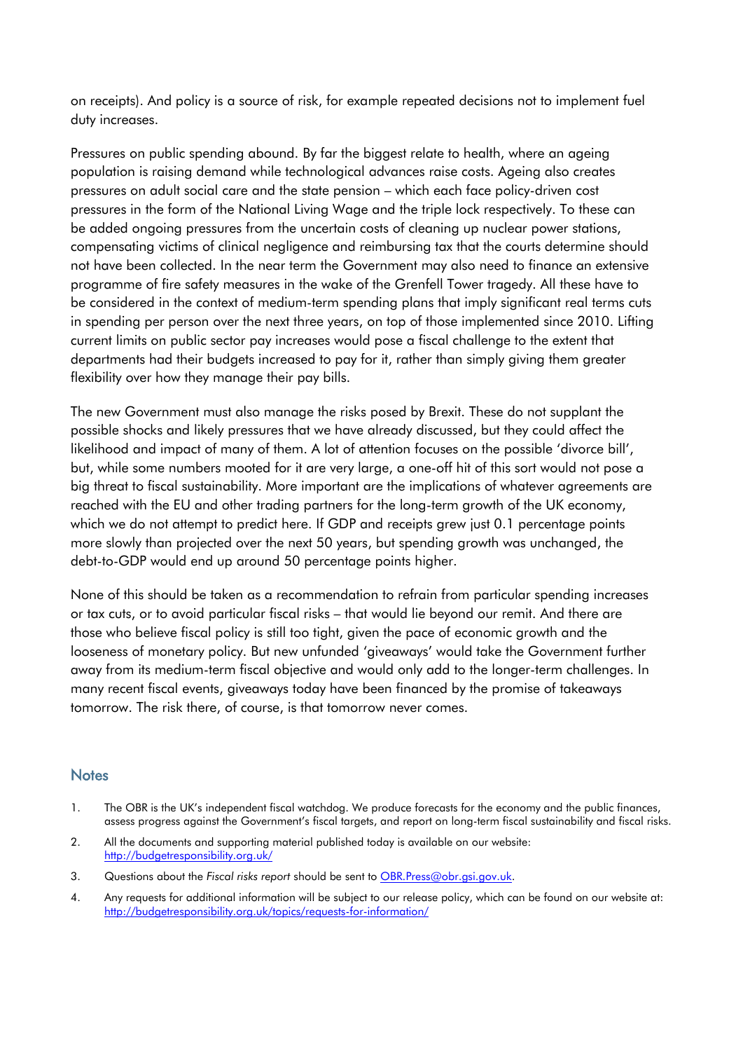on receipts). And policy is a source of risk, for example repeated decisions not to implement fuel duty increases.

Pressures on public spending abound. By far the biggest relate to health, where an ageing population is raising demand while technological advances raise costs. Ageing also creates pressures on adult social care and the state pension – which each face policy-driven cost pressures in the form of the National Living Wage and the triple lock respectively. To these can be added ongoing pressures from the uncertain costs of cleaning up nuclear power stations, compensating victims of clinical negligence and reimbursing tax that the courts determine should not have been collected. In the near term the Government may also need to finance an extensive programme of fire safety measures in the wake of the Grenfell Tower tragedy. All these have to be considered in the context of medium-term spending plans that imply significant real terms cuts in spending per person over the next three years, on top of those implemented since 2010. Lifting current limits on public sector pay increases would pose a fiscal challenge to the extent that departments had their budgets increased to pay for it, rather than simply giving them greater flexibility over how they manage their pay bills.

The new Government must also manage the risks posed by Brexit. These do not supplant the possible shocks and likely pressures that we have already discussed, but they could affect the likelihood and impact of many of them. A lot of attention focuses on the possible 'divorce bill', but, while some numbers mooted for it are very large, a one-off hit of this sort would not pose a big threat to fiscal sustainability. More important are the implications of whatever agreements are reached with the EU and other trading partners for the long-term growth of the UK economy, which we do not attempt to predict here. If GDP and receipts grew just 0.1 percentage points more slowly than projected over the next 50 years, but spending growth was unchanged, the debt-to-GDP would end up around 50 percentage points higher.

None of this should be taken as a recommendation to refrain from particular spending increases or tax cuts, or to avoid particular fiscal risks – that would lie beyond our remit. And there are those who believe fiscal policy is still too tight, given the pace of economic growth and the looseness of monetary policy. But new unfunded 'giveaways' would take the Government further away from its medium-term fiscal objective and would only add to the longer-term challenges. In many recent fiscal events, giveaways today have been financed by the promise of takeaways tomorrow. The risk there, of course, is that tomorrow never comes.

## Notes

1. The OBR is the UK's independent fiscal watchdog. We produce forecasts for the economy and the public finances, assess progress against the Government's fiscal targets, and report on long-term fiscal sustainability and fiscal risks.
2. All the documents and supporting material published today is available on our website: http://budgetresponsibility.org.uk/
3. Questions about the *Fiscal risks report* should be sent to OBR.Press@obr.gsi.gov.uk.
4. Any requests for additional information will be subject to our release policy, which can be found on our website at: http://budgetresponsibility.org.uk/topics/requests-for-information/